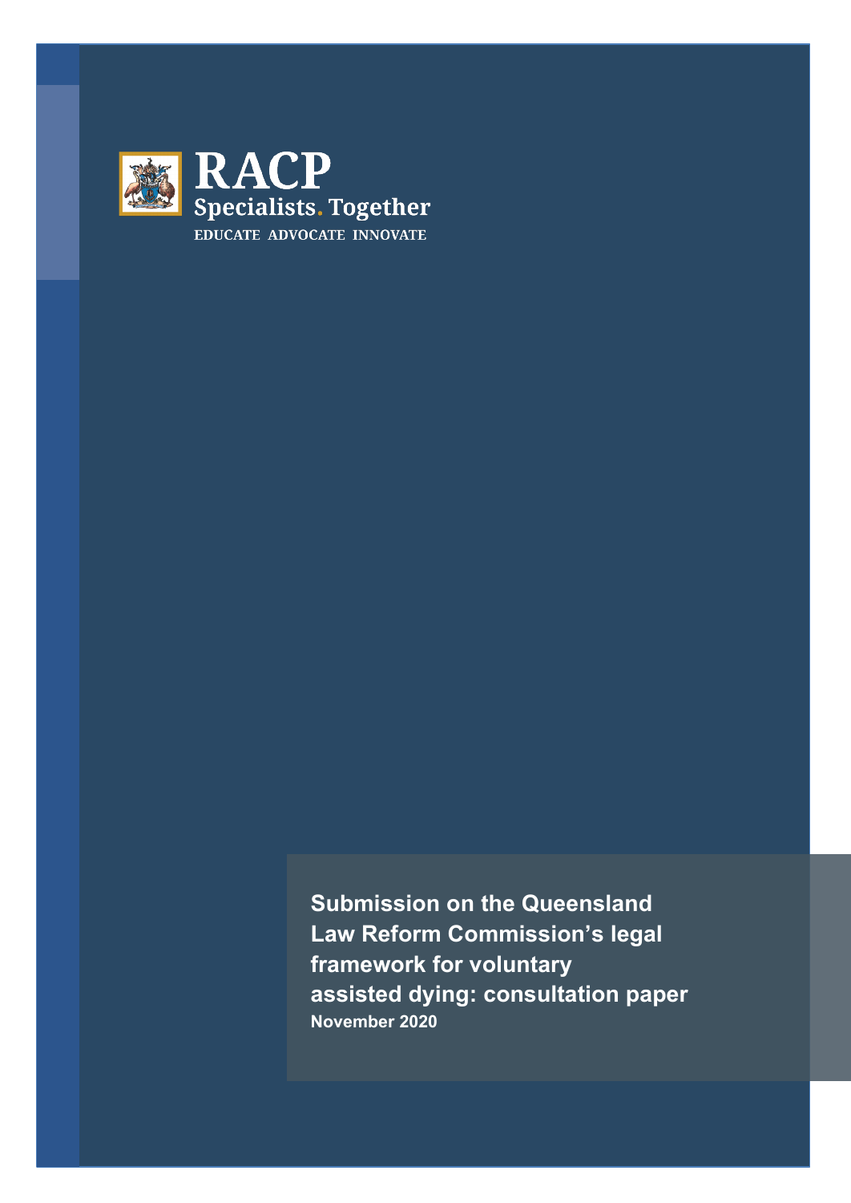RACP

Specialists. Together

EDUCATE ADVOCATE INNOVATE

# Submission on the Queensland Law Reform Commission's legal framework for voluntary assisted dying: consultation paper

**November 2020**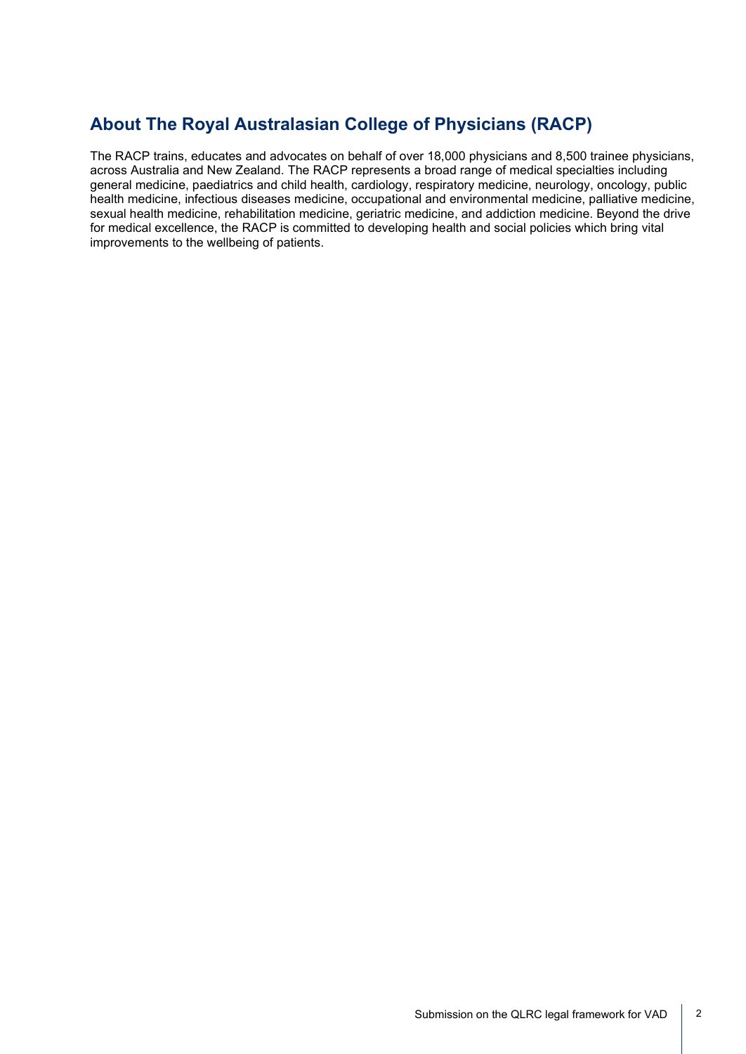## About The Royal Australasian College of Physicians (RACP)

The RACP trains, educates and advocates on behalf of over 18,000 physicians and 8,500 trainee physicians, across Australia and New Zealand. The RACP represents a broad range of medical specialties including general medicine, paediatrics and child health, cardiology, respiratory medicine, neurology, oncology, public health medicine, infectious diseases medicine, occupational and environmental medicine, palliative medicine, sexual health medicine, rehabilitation medicine, geriatric medicine, and addiction medicine. Beyond the drive for medical excellence, the RACP is committed to developing health and social policies which bring vital improvements to the wellbeing of patients.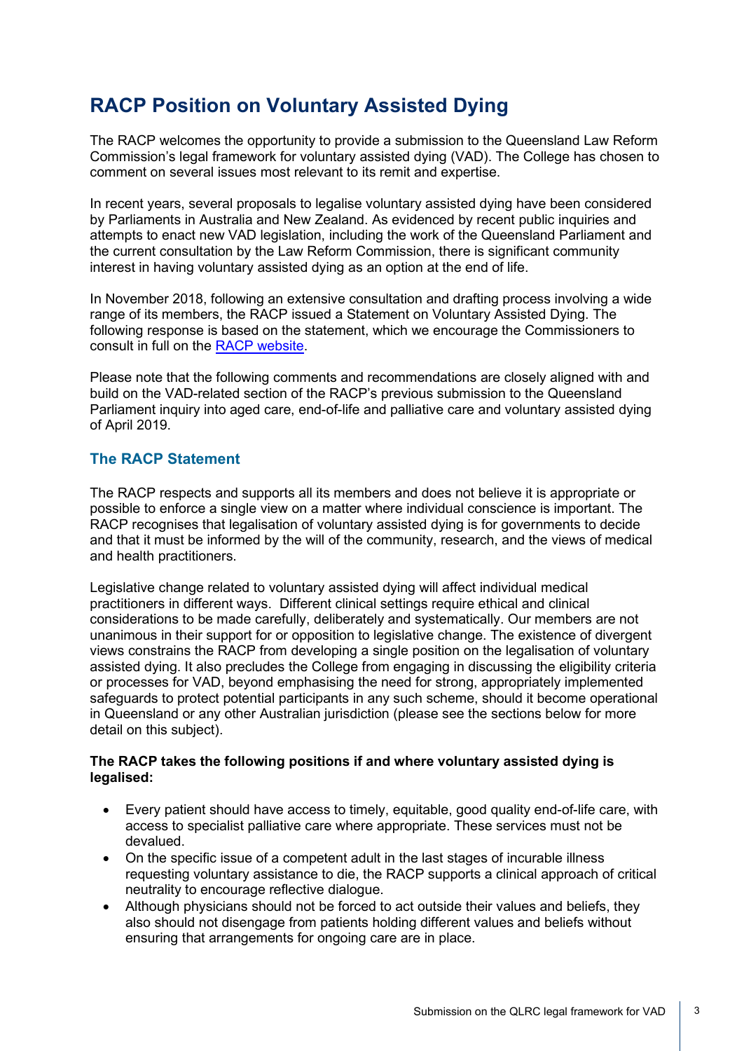# RACP Position on Voluntary Assisted Dying

The RACP welcomes the opportunity to provide a submission to the Queensland Law Reform Commission's legal framework for voluntary assisted dying (VAD). The College has chosen to comment on several issues most relevant to its remit and expertise.

In recent years, several proposals to legalise voluntary assisted dying have been considered by Parliaments in Australia and New Zealand. As evidenced by recent public inquiries and attempts to enact new VAD legislation, including the work of the Queensland Parliament and the current consultation by the Law Reform Commission, there is significant community interest in having voluntary assisted dying as an option at the end of life.

In November 2018, following an extensive consultation and drafting process involving a wide range of its members, the RACP issued a Statement on Voluntary Assisted Dying. The following response is based on the statement, which we encourage the Commissioners to consult in full on the RACP website.

Please note that the following comments and recommendations are closely aligned with and build on the VAD-related section of the RACP's previous submission to the Queensland Parliament inquiry into aged care, end-of-life and palliative care and voluntary assisted dying of April 2019.

## The RACP Statement

The RACP respects and supports all its members and does not believe it is appropriate or possible to enforce a single view on a matter where individual conscience is important. The RACP recognises that legalisation of voluntary assisted dying is for governments to decide and that it must be informed by the will of the community, research, and the views of medical and health practitioners.

Legislative change related to voluntary assisted dying will affect individual medical practitioners in different ways. Different clinical settings require ethical and clinical considerations to be made carefully, deliberately and systematically. Our members are not unanimous in their support for or opposition to legislative change. The existence of divergent views constrains the RACP from developing a single position on the legalisation of voluntary assisted dying. It also precludes the College from engaging in discussing the eligibility criteria or processes for VAD, beyond emphasising the need for strong, appropriately implemented safeguards to protect potential participants in any such scheme, should it become operational in Queensland or any other Australian jurisdiction (please see the sections below for more detail on this subject).

**The RACP takes the following positions if and where voluntary assisted dying is legalised:**

- Every patient should have access to timely, equitable, good quality end-of-life care, with access to specialist palliative care where appropriate. These services must not be devalued.
- On the specific issue of a competent adult in the last stages of incurable illness requesting voluntary assistance to die, the RACP supports a clinical approach of critical neutrality to encourage reflective dialogue.
- Although physicians should not be forced to act outside their values and beliefs, they also should not disengage from patients holding different values and beliefs without ensuring that arrangements for ongoing care are in place.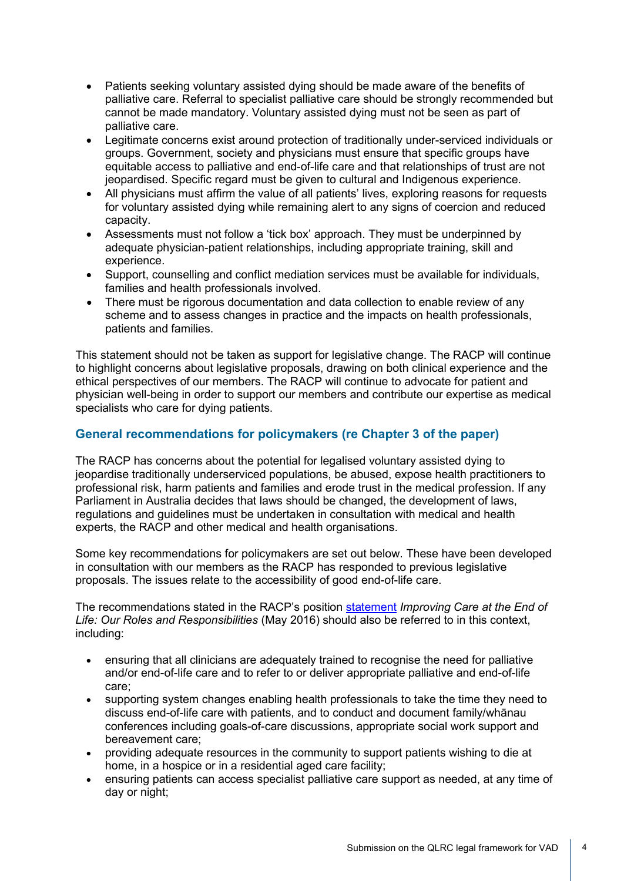- Patients seeking voluntary assisted dying should be made aware of the benefits of palliative care. Referral to specialist palliative care should be strongly recommended but cannot be made mandatory. Voluntary assisted dying must not be seen as part of palliative care.
- Legitimate concerns exist around protection of traditionally under-serviced individuals or groups. Government, society and physicians must ensure that specific groups have equitable access to palliative and end-of-life care and that relationships of trust are not jeopardised. Specific regard must be given to cultural and Indigenous experience.
- All physicians must affirm the value of all patients' lives, exploring reasons for requests for voluntary assisted dying while remaining alert to any signs of coercion and reduced capacity.
- Assessments must not follow a 'tick box' approach. They must be underpinned by adequate physician-patient relationships, including appropriate training, skill and experience.
- Support, counselling and conflict mediation services must be available for individuals, families and health professionals involved.
- There must be rigorous documentation and data collection to enable review of any scheme and to assess changes in practice and the impacts on health professionals, patients and families.

This statement should not be taken as support for legislative change. The RACP will continue to highlight concerns about legislative proposals, drawing on both clinical experience and the ethical perspectives of our members. The RACP will continue to advocate for patient and physician well-being in order to support our members and contribute our expertise as medical specialists who care for dying patients.

## General recommendations for policymakers (re Chapter 3 of the paper)

The RACP has concerns about the potential for legalised voluntary assisted dying to jeopardise traditionally underserviced populations, be abused, expose health practitioners to professional risk, harm patients and families and erode trust in the medical profession. If any Parliament in Australia decides that laws should be changed, the development of laws, regulations and guidelines must be undertaken in consultation with medical and health experts, the RACP and other medical and health organisations.

Some key recommendations for policymakers are set out below. These have been developed in consultation with our members as the RACP has responded to previous legislative proposals. The issues relate to the accessibility of good end-of-life care.

The recommendations stated in the RACP's position statement *Improving Care at the End of Life: Our Roles and Responsibilities* (May 2016) should also be referred to in this context, including:

- ensuring that all clinicians are adequately trained to recognise the need for palliative and/or end-of-life care and to refer to or deliver appropriate palliative and end-of-life care;
- supporting system changes enabling health professionals to take the time they need to discuss end-of-life care with patients, and to conduct and document family/whānau conferences including goals-of-care discussions, appropriate social work support and bereavement care;
- providing adequate resources in the community to support patients wishing to die at home, in a hospice or in a residential aged care facility;
- ensuring patients can access specialist palliative care support as needed, at any time of day or night;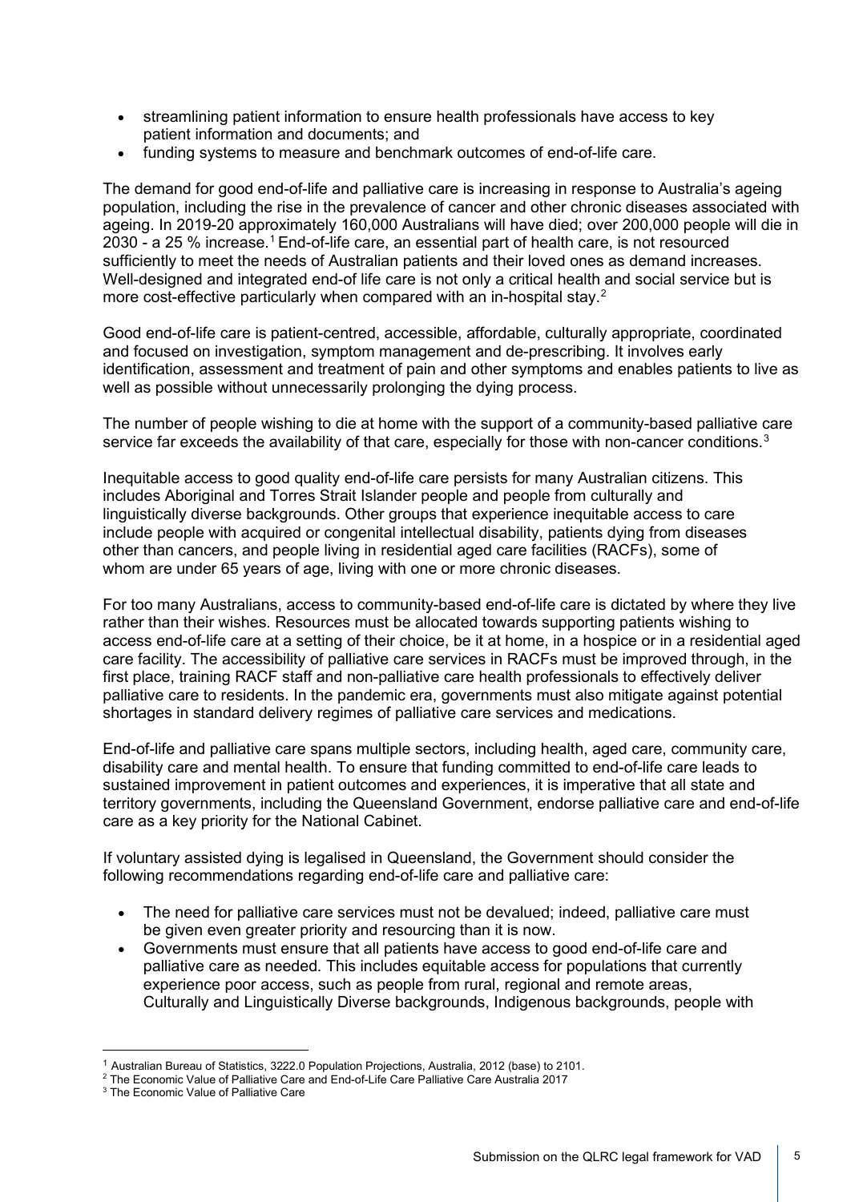- streamlining patient information to ensure health professionals have access to key patient information and documents; and
- funding systems to measure and benchmark outcomes of end-of-life care.

The demand for good end-of-life and palliative care is increasing in response to Australia's ageing population, including the rise in the prevalence of cancer and other chronic diseases associated with ageing. In 2019-20 approximately 160,000 Australians will have died; over 200,000 people will die in 2030 - a 25 % increase.[1] End-of-life care, an essential part of health care, is not resourced sufficiently to meet the needs of Australian patients and their loved ones as demand increases. Well-designed and integrated end-of life care is not only a critical health and social service but is more cost-effective particularly when compared with an in-hospital stay.[2]

Good end-of-life care is patient-centred, accessible, affordable, culturally appropriate, coordinated and focused on investigation, symptom management and de-prescribing. It involves early identification, assessment and treatment of pain and other symptoms and enables patients to live as well as possible without unnecessarily prolonging the dying process.

The number of people wishing to die at home with the support of a community-based palliative care service far exceeds the availability of that care, especially for those with non-cancer conditions.[3]

Inequitable access to good quality end-of-life care persists for many Australian citizens. This includes Aboriginal and Torres Strait Islander people and people from culturally and linguistically diverse backgrounds. Other groups that experience inequitable access to care include people with acquired or congenital intellectual disability, patients dying from diseases other than cancers, and people living in residential aged care facilities (RACFs), some of whom are under 65 years of age, living with one or more chronic diseases.

For too many Australians, access to community-based end-of-life care is dictated by where they live rather than their wishes. Resources must be allocated towards supporting patients wishing to access end-of-life care at a setting of their choice, be it at home, in a hospice or in a residential aged care facility. The accessibility of palliative care services in RACFs must be improved through, in the first place, training RACF staff and non-palliative care health professionals to effectively deliver palliative care to residents. In the pandemic era, governments must also mitigate against potential shortages in standard delivery regimes of palliative care services and medications.

End-of-life and palliative care spans multiple sectors, including health, aged care, community care, disability care and mental health. To ensure that funding committed to end-of-life care leads to sustained improvement in patient outcomes and experiences, it is imperative that all state and territory governments, including the Queensland Government, endorse palliative care and end-of-life care as a key priority for the National Cabinet.

If voluntary assisted dying is legalised in Queensland, the Government should consider the following recommendations regarding end-of-life care and palliative care:

- The need for palliative care services must not be devalued; indeed, palliative care must be given even greater priority and resourcing than it is now.
- Governments must ensure that all patients have access to good end-of-life care and palliative care as needed. This includes equitable access for populations that currently experience poor access, such as people from rural, regional and remote areas, Culturally and Linguistically Diverse backgrounds, Indigenous backgrounds, people with

[1] Australian Bureau of Statistics, 3222.0 Population Projections, Australia, 2012 (base) to 2101.

[2] The Economic Value of Palliative Care and End-of-Life Care Palliative Care Australia 2017

[3] The Economic Value of Palliative Care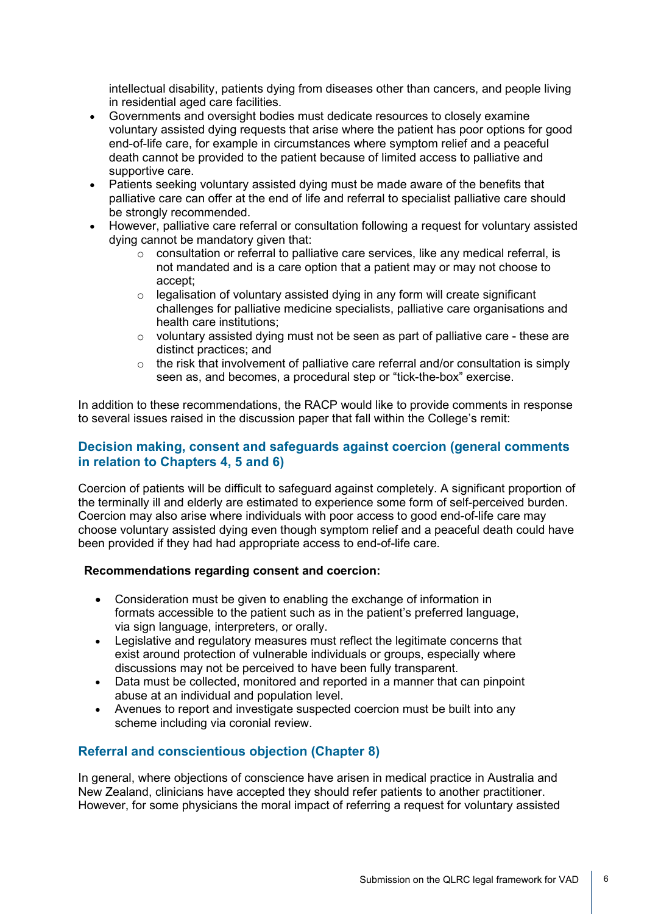intellectual disability, patients dying from diseases other than cancers, and people living in residential aged care facilities.

- Governments and oversight bodies must dedicate resources to closely examine voluntary assisted dying requests that arise where the patient has poor options for good end-of-life care, for example in circumstances where symptom relief and a peaceful death cannot be provided to the patient because of limited access to palliative and supportive care.
- Patients seeking voluntary assisted dying must be made aware of the benefits that palliative care can offer at the end of life and referral to specialist palliative care should be strongly recommended.
- However, palliative care referral or consultation following a request for voluntary assisted dying cannot be mandatory given that:
    - consultation or referral to palliative care services, like any medical referral, is not mandated and is a care option that a patient may or may not choose to accept;
    - legalisation of voluntary assisted dying in any form will create significant challenges for palliative medicine specialists, palliative care organisations and health care institutions;
    - voluntary assisted dying must not be seen as part of palliative care - these are distinct practices; and
    - the risk that involvement of palliative care referral and/or consultation is simply seen as, and becomes, a procedural step or "tick-the-box" exercise.

In addition to these recommendations, the RACP would like to provide comments in response to several issues raised in the discussion paper that fall within the College's remit:

## Decision making, consent and safeguards against coercion (general comments in relation to Chapters 4, 5 and 6)

Coercion of patients will be difficult to safeguard against completely. A significant proportion of the terminally ill and elderly are estimated to experience some form of self-perceived burden. Coercion may also arise where individuals with poor access to good end-of-life care may choose voluntary assisted dying even though symptom relief and a peaceful death could have been provided if they had had appropriate access to end-of-life care.

**Recommendations regarding consent and coercion:**

- Consideration must be given to enabling the exchange of information in formats accessible to the patient such as in the patient's preferred language, via sign language, interpreters, or orally.
- Legislative and regulatory measures must reflect the legitimate concerns that exist around protection of vulnerable individuals or groups, especially where discussions may not be perceived to have been fully transparent.
- Data must be collected, monitored and reported in a manner that can pinpoint abuse at an individual and population level.
- Avenues to report and investigate suspected coercion must be built into any scheme including via coronial review.

## Referral and conscientious objection (Chapter 8)

In general, where objections of conscience have arisen in medical practice in Australia and New Zealand, clinicians have accepted they should refer patients to another practitioner. However, for some physicians the moral impact of referring a request for voluntary assisted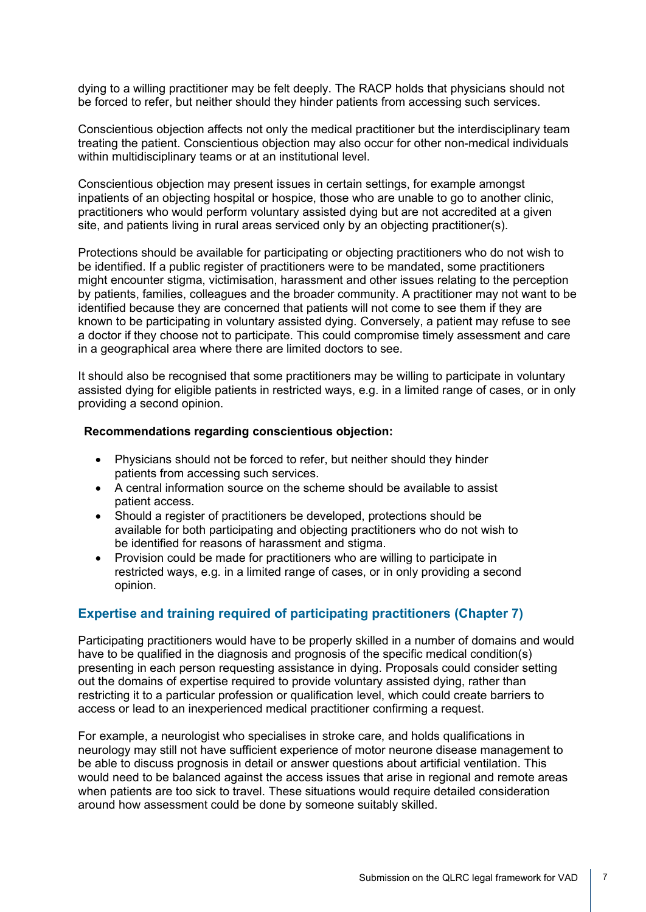dying to a willing practitioner may be felt deeply. The RACP holds that physicians should not be forced to refer, but neither should they hinder patients from accessing such services.

Conscientious objection affects not only the medical practitioner but the interdisciplinary team treating the patient. Conscientious objection may also occur for other non-medical individuals within multidisciplinary teams or at an institutional level.

Conscientious objection may present issues in certain settings, for example amongst inpatients of an objecting hospital or hospice, those who are unable to go to another clinic, practitioners who would perform voluntary assisted dying but are not accredited at a given site, and patients living in rural areas serviced only by an objecting practitioner(s).

Protections should be available for participating or objecting practitioners who do not wish to be identified. If a public register of practitioners were to be mandated, some practitioners might encounter stigma, victimisation, harassment and other issues relating to the perception by patients, families, colleagues and the broader community. A practitioner may not want to be identified because they are concerned that patients will not come to see them if they are known to be participating in voluntary assisted dying. Conversely, a patient may refuse to see a doctor if they choose not to participate. This could compromise timely assessment and care in a geographical area where there are limited doctors to see.

It should also be recognised that some practitioners may be willing to participate in voluntary assisted dying for eligible patients in restricted ways, e.g. in a limited range of cases, or in only providing a second opinion.

**Recommendations regarding conscientious objection:**

- Physicians should not be forced to refer, but neither should they hinder patients from accessing such services.
- A central information source on the scheme should be available to assist patient access.
- Should a register of practitioners be developed, protections should be available for both participating and objecting practitioners who do not wish to be identified for reasons of harassment and stigma.
- Provision could be made for practitioners who are willing to participate in restricted ways, e.g. in a limited range of cases, or in only providing a second opinion.

## Expertise and training required of participating practitioners (Chapter 7)

Participating practitioners would have to be properly skilled in a number of domains and would have to be qualified in the diagnosis and prognosis of the specific medical condition(s) presenting in each person requesting assistance in dying. Proposals could consider setting out the domains of expertise required to provide voluntary assisted dying, rather than restricting it to a particular profession or qualification level, which could create barriers to access or lead to an inexperienced medical practitioner confirming a request.

For example, a neurologist who specialises in stroke care, and holds qualifications in neurology may still not have sufficient experience of motor neurone disease management to be able to discuss prognosis in detail or answer questions about artificial ventilation. This would need to be balanced against the access issues that arise in regional and remote areas when patients are too sick to travel. These situations would require detailed consideration around how assessment could be done by someone suitably skilled.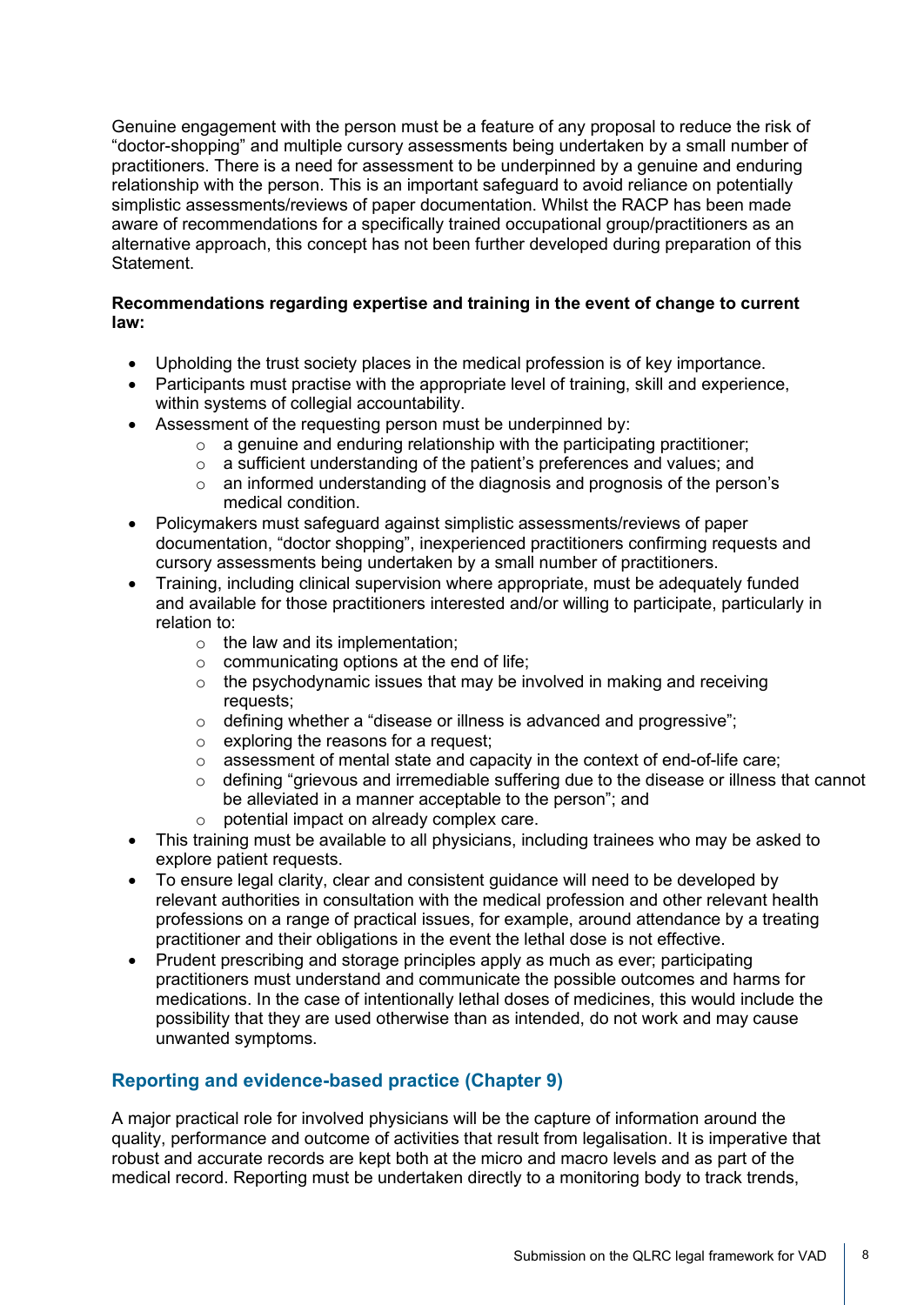Genuine engagement with the person must be a feature of any proposal to reduce the risk of "doctor-shopping" and multiple cursory assessments being undertaken by a small number of practitioners. There is a need for assessment to be underpinned by a genuine and enduring relationship with the person. This is an important safeguard to avoid reliance on potentially simplistic assessments/reviews of paper documentation. Whilst the RACP has been made aware of recommendations for a specifically trained occupational group/practitioners as an alternative approach, this concept has not been further developed during preparation of this Statement.

**Recommendations regarding expertise and training in the event of change to current law:**

- Upholding the trust society places in the medical profession is of key importance.
- Participants must practise with the appropriate level of training, skill and experience, within systems of collegial accountability.
- Assessment of the requesting person must be underpinned by:
  - a genuine and enduring relationship with the participating practitioner;
  - a sufficient understanding of the patient's preferences and values; and
  - an informed understanding of the diagnosis and prognosis of the person's medical condition.
- Policymakers must safeguard against simplistic assessments/reviews of paper documentation, "doctor shopping", inexperienced practitioners confirming requests and cursory assessments being undertaken by a small number of practitioners.
- Training, including clinical supervision where appropriate, must be adequately funded and available for those practitioners interested and/or willing to participate, particularly in relation to:
  - the law and its implementation;
  - communicating options at the end of life;
  - the psychodynamic issues that may be involved in making and receiving requests;
  - defining whether a "disease or illness is advanced and progressive";
  - exploring the reasons for a request;
  - assessment of mental state and capacity in the context of end-of-life care;
  - defining "grievous and irremediable suffering due to the disease or illness that cannot be alleviated in a manner acceptable to the person"; and
  - potential impact on already complex care.
- This training must be available to all physicians, including trainees who may be asked to explore patient requests.
- To ensure legal clarity, clear and consistent guidance will need to be developed by relevant authorities in consultation with the medical profession and other relevant health professions on a range of practical issues, for example, around attendance by a treating practitioner and their obligations in the event the lethal dose is not effective.
- Prudent prescribing and storage principles apply as much as ever; participating practitioners must understand and communicate the possible outcomes and harms for medications. In the case of intentionally lethal doses of medicines, this would include the possibility that they are used otherwise than as intended, do not work and may cause unwanted symptoms.

## Reporting and evidence-based practice (Chapter 9)

A major practical role for involved physicians will be the capture of information around the quality, performance and outcome of activities that result from legalisation. It is imperative that robust and accurate records are kept both at the micro and macro levels and as part of the medical record. Reporting must be undertaken directly to a monitoring body to track trends,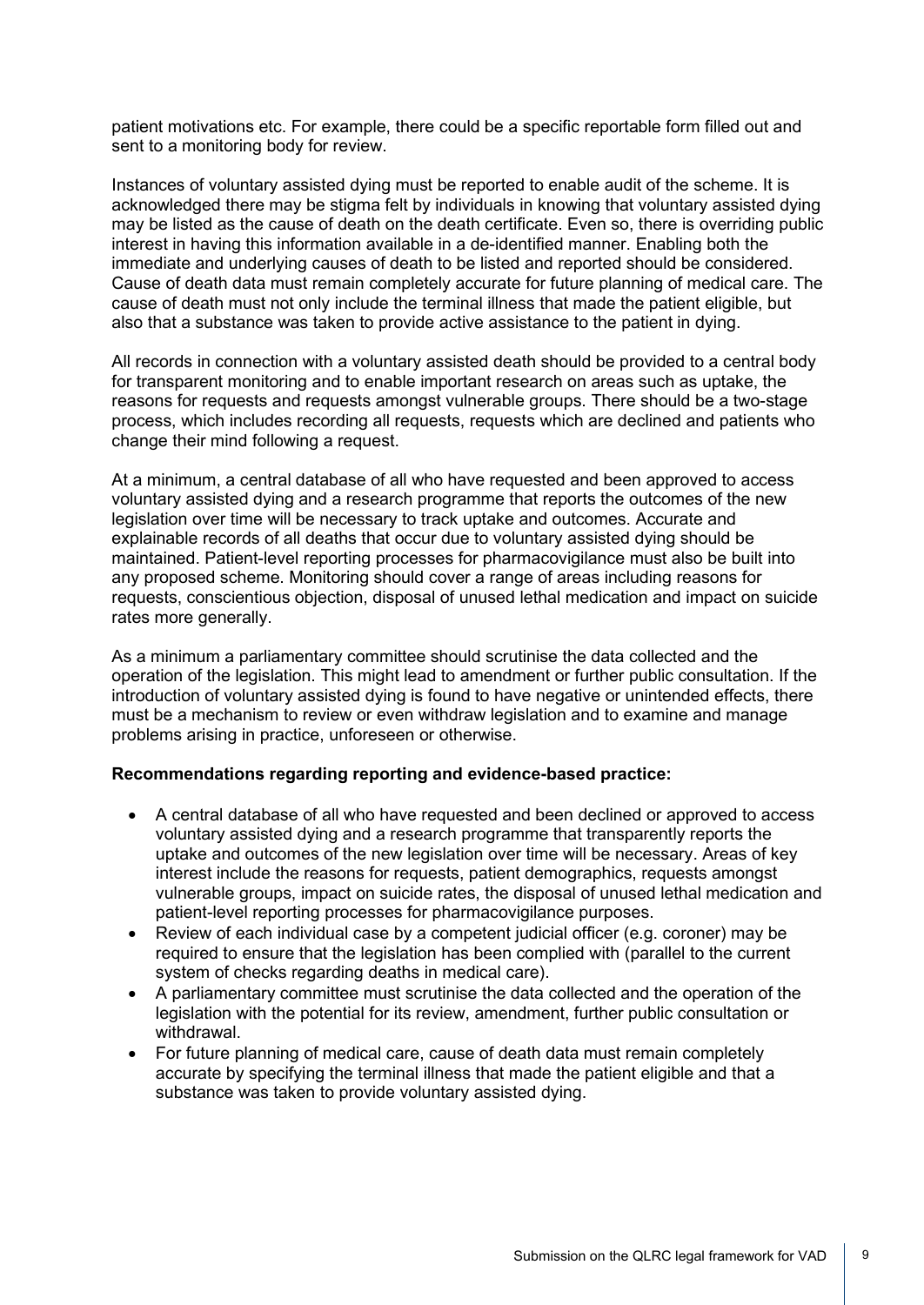patient motivations etc. For example, there could be a specific reportable form filled out and sent to a monitoring body for review.

Instances of voluntary assisted dying must be reported to enable audit of the scheme. It is acknowledged there may be stigma felt by individuals in knowing that voluntary assisted dying may be listed as the cause of death on the death certificate. Even so, there is overriding public interest in having this information available in a de-identified manner. Enabling both the immediate and underlying causes of death to be listed and reported should be considered. Cause of death data must remain completely accurate for future planning of medical care. The cause of death must not only include the terminal illness that made the patient eligible, but also that a substance was taken to provide active assistance to the patient in dying.

All records in connection with a voluntary assisted death should be provided to a central body for transparent monitoring and to enable important research on areas such as uptake, the reasons for requests and requests amongst vulnerable groups. There should be a two-stage process, which includes recording all requests, requests which are declined and patients who change their mind following a request.

At a minimum, a central database of all who have requested and been approved to access voluntary assisted dying and a research programme that reports the outcomes of the new legislation over time will be necessary to track uptake and outcomes. Accurate and explainable records of all deaths that occur due to voluntary assisted dying should be maintained. Patient-level reporting processes for pharmacovigilance must also be built into any proposed scheme. Monitoring should cover a range of areas including reasons for requests, conscientious objection, disposal of unused lethal medication and impact on suicide rates more generally.

As a minimum a parliamentary committee should scrutinise the data collected and the operation of the legislation. This might lead to amendment or further public consultation. If the introduction of voluntary assisted dying is found to have negative or unintended effects, there must be a mechanism to review or even withdraw legislation and to examine and manage problems arising in practice, unforeseen or otherwise.

**Recommendations regarding reporting and evidence-based practice:**

- A central database of all who have requested and been declined or approved to access voluntary assisted dying and a research programme that transparently reports the uptake and outcomes of the new legislation over time will be necessary. Areas of key interest include the reasons for requests, patient demographics, requests amongst vulnerable groups, impact on suicide rates, the disposal of unused lethal medication and patient-level reporting processes for pharmacovigilance purposes.
- Review of each individual case by a competent judicial officer (e.g. coroner) may be required to ensure that the legislation has been complied with (parallel to the current system of checks regarding deaths in medical care).
- A parliamentary committee must scrutinise the data collected and the operation of the legislation with the potential for its review, amendment, further public consultation or withdrawal.
- For future planning of medical care, cause of death data must remain completely accurate by specifying the terminal illness that made the patient eligible and that a substance was taken to provide voluntary assisted dying.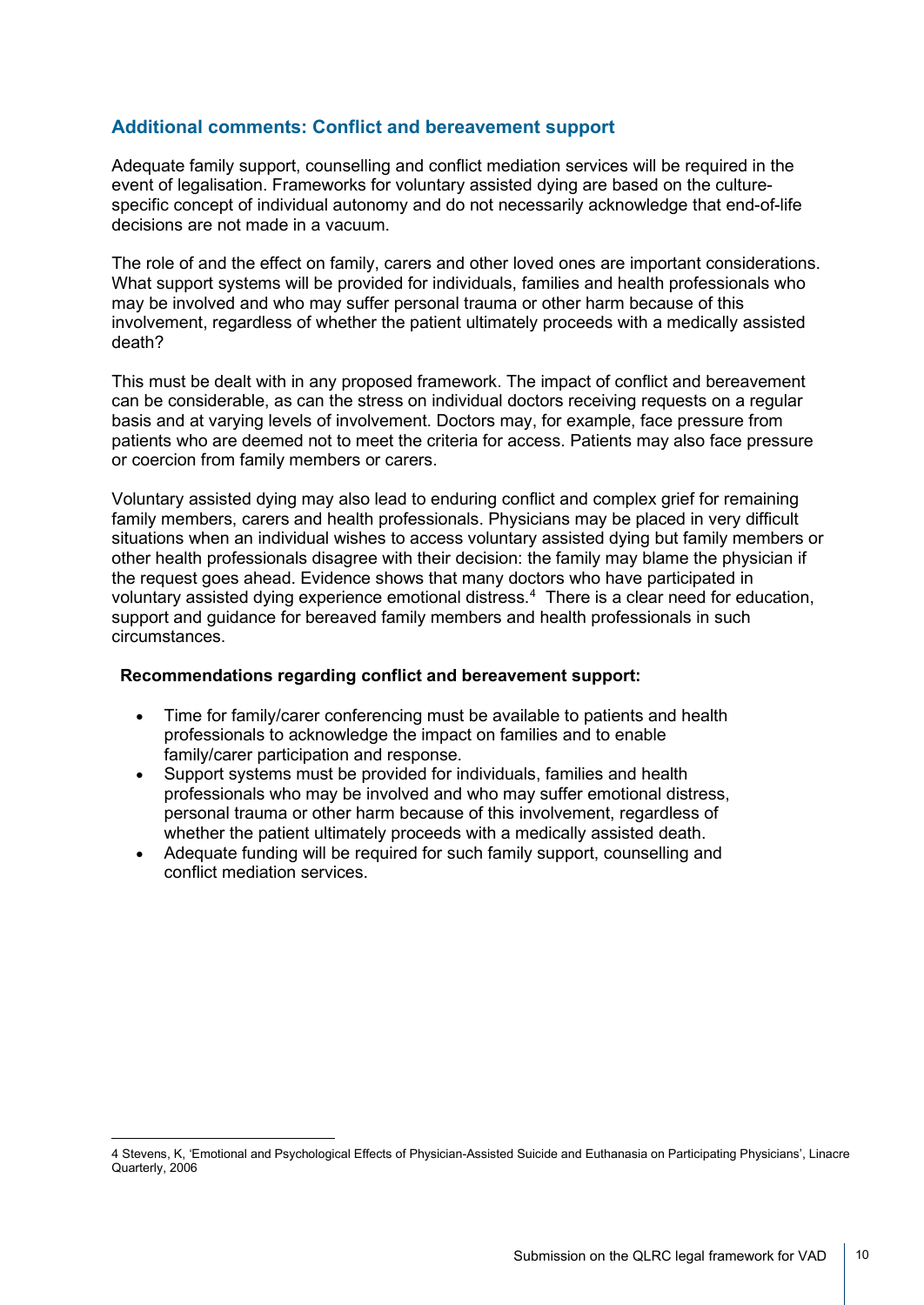## Additional comments: Conflict and bereavement support

Adequate family support, counselling and conflict mediation services will be required in the event of legalisation. Frameworks for voluntary assisted dying are based on the culture-specific concept of individual autonomy and do not necessarily acknowledge that end-of-life decisions are not made in a vacuum.

The role of and the effect on family, carers and other loved ones are important considerations. What support systems will be provided for individuals, families and health professionals who may be involved and who may suffer personal trauma or other harm because of this involvement, regardless of whether the patient ultimately proceeds with a medically assisted death?

This must be dealt with in any proposed framework. The impact of conflict and bereavement can be considerable, as can the stress on individual doctors receiving requests on a regular basis and at varying levels of involvement. Doctors may, for example, face pressure from patients who are deemed not to meet the criteria for access. Patients may also face pressure or coercion from family members or carers.

Voluntary assisted dying may also lead to enduring conflict and complex grief for remaining family members, carers and health professionals. Physicians may be placed in very difficult situations when an individual wishes to access voluntary assisted dying but family members or other health professionals disagree with their decision: the family may blame the physician if the request goes ahead. Evidence shows that many doctors who have participated in voluntary assisted dying experience emotional distress.[4] There is a clear need for education, support and guidance for bereaved family members and health professionals in such circumstances.

**Recommendations regarding conflict and bereavement support:**

- Time for family/carer conferencing must be available to patients and health professionals to acknowledge the impact on families and to enable family/carer participation and response.
- Support systems must be provided for individuals, families and health professionals who may be involved and who may suffer emotional distress, personal trauma or other harm because of this involvement, regardless of whether the patient ultimately proceeds with a medically assisted death.
- Adequate funding will be required for such family support, counselling and conflict mediation services.

---

4 Stevens, K, 'Emotional and Psychological Effects of Physician-Assisted Suicide and Euthanasia on Participating Physicians', Linacre Quarterly, 2006